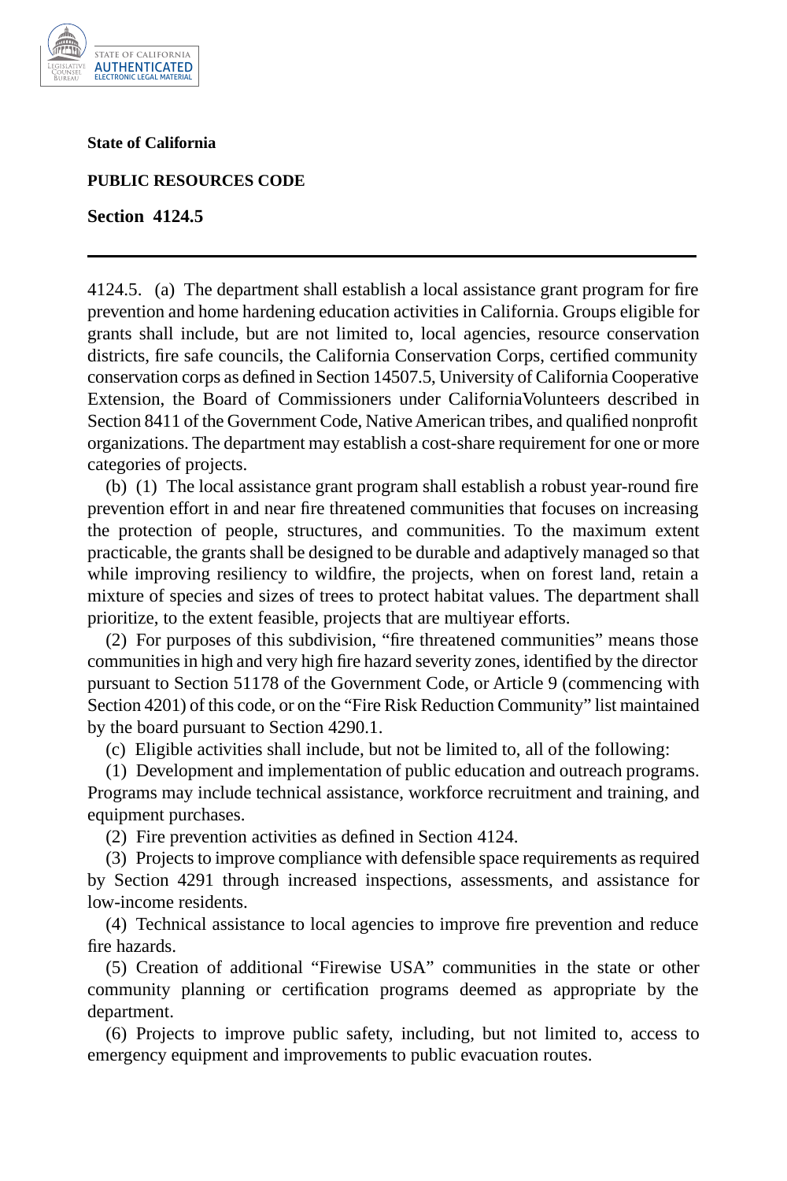**State of California**

**PUBLIC RESOURCES CODE**

**Section 4124.5**

---

4124.5. (a) The department shall establish a local assistance grant program for fire prevention and home hardening education activities in California. Groups eligible for grants shall include, but are not limited to, local agencies, resource conservation districts, fire safe councils, the California Conservation Corps, certified community conservation corps as defined in Section 14507.5, University of California Cooperative Extension, the Board of Commissioners under CaliforniaVolunteers described in Section 8411 of the Government Code, Native American tribes, and qualified nonprofit organizations. The department may establish a cost-share requirement for one or more categories of projects.

(b) (1) The local assistance grant program shall establish a robust year-round fire prevention effort in and near fire threatened communities that focuses on increasing the protection of people, structures, and communities. To the maximum extent practicable, the grants shall be designed to be durable and adaptively managed so that while improving resiliency to wildfire, the projects, when on forest land, retain a mixture of species and sizes of trees to protect habitat values. The department shall prioritize, to the extent feasible, projects that are multiyear efforts.

(2) For purposes of this subdivision, "fire threatened communities" means those communities in high and very high fire hazard severity zones, identified by the director pursuant to Section 51178 of the Government Code, or Article 9 (commencing with Section 4201) of this code, or on the "Fire Risk Reduction Community" list maintained by the board pursuant to Section 4290.1.

(c) Eligible activities shall include, but not be limited to, all of the following:

(1) Development and implementation of public education and outreach programs. Programs may include technical assistance, workforce recruitment and training, and equipment purchases.

(2) Fire prevention activities as defined in Section 4124.

(3) Projects to improve compliance with defensible space requirements as required by Section 4291 through increased inspections, assessments, and assistance for low-income residents.

(4) Technical assistance to local agencies to improve fire prevention and reduce fire hazards.

(5) Creation of additional "Firewise USA" communities in the state or other community planning or certification programs deemed as appropriate by the department.

(6) Projects to improve public safety, including, but not limited to, access to emergency equipment and improvements to public evacuation routes.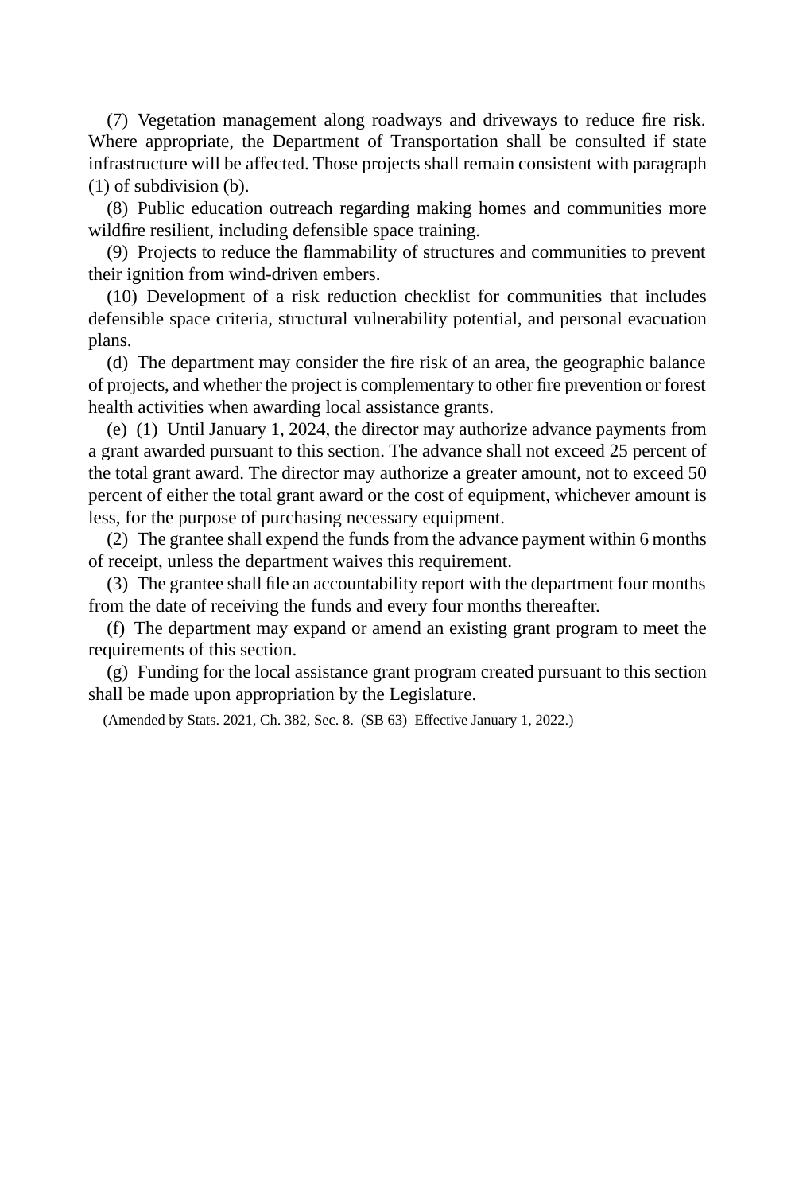(7) Vegetation management along roadways and driveways to reduce fire risk. Where appropriate, the Department of Transportation shall be consulted if state infrastructure will be affected. Those projects shall remain consistent with paragraph (1) of subdivision (b).

(8) Public education outreach regarding making homes and communities more wildfire resilient, including defensible space training.

(9) Projects to reduce the flammability of structures and communities to prevent their ignition from wind-driven embers.

(10) Development of a risk reduction checklist for communities that includes defensible space criteria, structural vulnerability potential, and personal evacuation plans.

(d) The department may consider the fire risk of an area, the geographic balance of projects, and whether the project is complementary to other fire prevention or forest health activities when awarding local assistance grants.

(e) (1) Until January 1, 2024, the director may authorize advance payments from a grant awarded pursuant to this section. The advance shall not exceed 25 percent of the total grant award. The director may authorize a greater amount, not to exceed 50 percent of either the total grant award or the cost of equipment, whichever amount is less, for the purpose of purchasing necessary equipment.

(2) The grantee shall expend the funds from the advance payment within 6 months of receipt, unless the department waives this requirement.

(3) The grantee shall file an accountability report with the department four months from the date of receiving the funds and every four months thereafter.

(f) The department may expand or amend an existing grant program to meet the requirements of this section.

(g) Funding for the local assistance grant program created pursuant to this section shall be made upon appropriation by the Legislature.

(Amended by Stats. 2021, Ch. 382, Sec. 8. (SB 63) Effective January 1, 2022.)